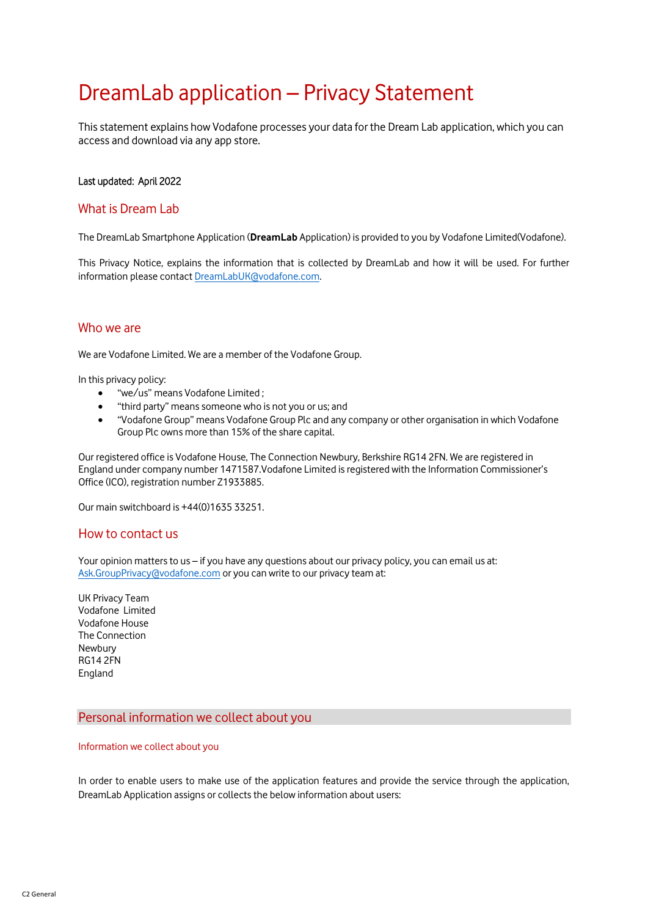# DreamLab application – Privacy Statement

This statement explains how Vodafone processes your data for the Dream Lab application, which you can access and download via any app store.

Last updated: April 2022

## What is Dream Lab

The DreamLab Smartphone Application (**DreamLab** Application) is provided to you by Vodafone Limited(Vodafone).

This Privacy Notice, explains the information that is collected by DreamLab and how it will be used. For further information please contact DreamLabUK@vodafone.com.

## Who we are

We are Vodafone Limited. We are a member of the Vodafone Group.

In this privacy policy:

- "we/us" means Vodafone Limited ;
- "third party" means someone who is not you or us; and
- "Vodafone Group" means Vodafone Group Plc and any company or other organisation in which Vodafone Group Plc owns more than 15% of the share capital.

Our registered office is Vodafone House, The Connection Newbury, Berkshire RG14 2FN. We are registered in England under company number 1471587.Vodafone Limited is registered with the Information Commissioner's Office (ICO), registration number Z1933885.

Our main switchboard is +44(0)1635 33251.

## How to contact us

Your opinion matters to us – if you have any questions about our privacy policy, you can email us at: Ask.GroupPrivacy@vodafone.com or you can write to our privacy team at:

UK Privacy Team
Vodafone Limited
Vodafone House
The Connection
Newbury
RG14 2FN
England

## Personal information we collect about you

### Information we collect about you

In order to enable users to make use of the application features and provide the service through the application, DreamLab Application assigns or collects the below information about users: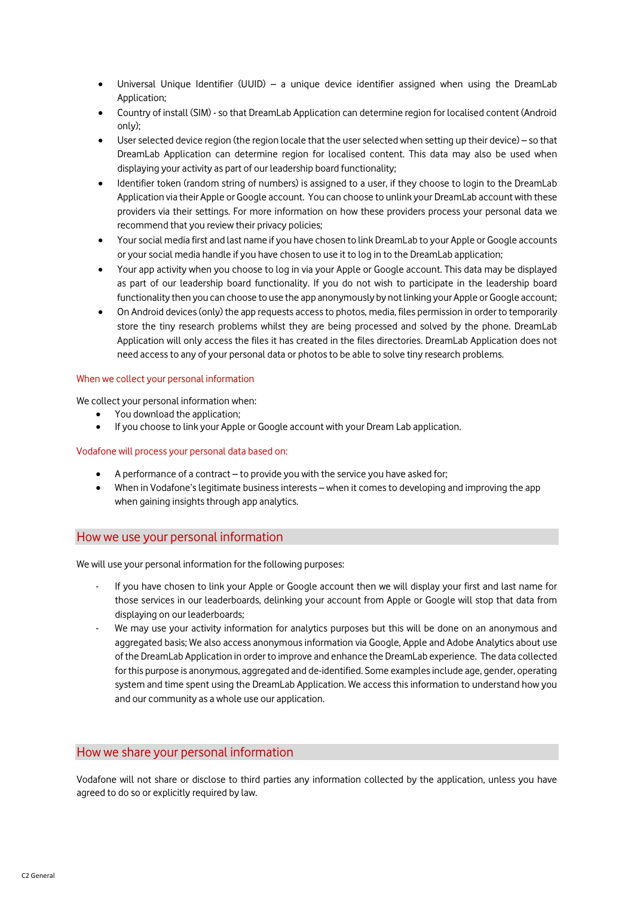- Universal Unique Identifier (UUID) – a unique device identifier assigned when using the DreamLab Application;
- Country of install (SIM) - so that DreamLab Application can determine region for localised content (Android only);
- User selected device region (the region locale that the user selected when setting up their device) – so that DreamLab Application can determine region for localised content. This data may also be used when displaying your activity as part of our leadership board functionality;
- Identifier token (random string of numbers) is assigned to a user, if they choose to login to the DreamLab Application via their Apple or Google account. You can choose to unlink your DreamLab account with these providers via their settings. For more information on how these providers process your personal data we recommend that you review their privacy policies;
- Your social media first and last name if you have chosen to link DreamLab to your Apple or Google accounts or your social media handle if you have chosen to use it to log in to the DreamLab application;
- Your app activity when you choose to log in via your Apple or Google account. This data may be displayed as part of our leadership board functionality. If you do not wish to participate in the leadership board functionality then you can choose to use the app anonymously by not linking your Apple or Google account;
- On Android devices (only) the app requests access to photos, media, files permission in order to temporarily store the tiny research problems whilst they are being processed and solved by the phone. DreamLab Application will only access the files it has created in the files directories. DreamLab Application does not need access to any of your personal data or photos to be able to solve tiny research problems.

### When we collect your personal information

We collect your personal information when:

- You download the application;
- If you choose to link your Apple or Google account with your Dream Lab application.

### Vodafone will process your personal data based on:

- A performance of a contract – to provide you with the service you have asked for;
- When in Vodafone's legitimate business interests – when it comes to developing and improving the app when gaining insights through app analytics.

## How we use your personal information

We will use your personal information for the following purposes:

- If you have chosen to link your Apple or Google account then we will display your first and last name for those services in our leaderboards, delinking your account from Apple or Google will stop that data from displaying on our leaderboards;
- We may use your activity information for analytics purposes but this will be done on an anonymous and aggregated basis; We also access anonymous information via Google, Apple and Adobe Analytics about use of the DreamLab Application in order to improve and enhance the DreamLab experience. The data collected for this purpose is anonymous, aggregated and de-identified. Some examples include age, gender, operating system and time spent using the DreamLab Application. We access this information to understand how you and our community as a whole use our application.

## How we share your personal information

Vodafone will not share or disclose to third parties any information collected by the application, unless you have agreed to do so or explicitly required by law.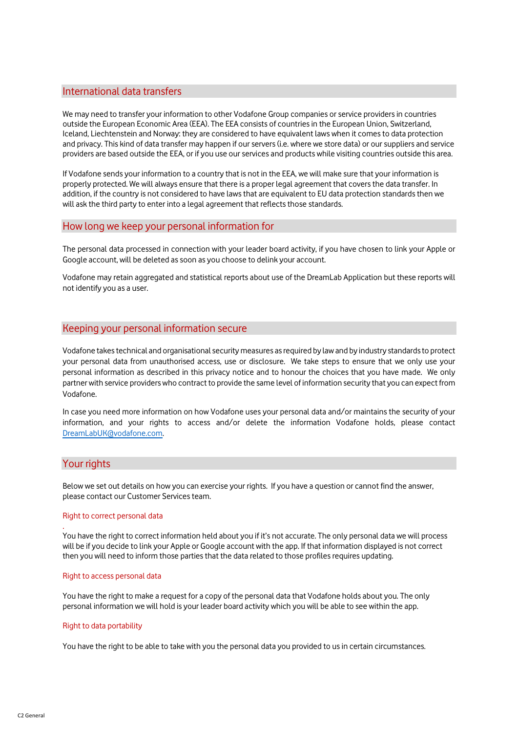## International data transfers

We may need to transfer your information to other Vodafone Group companies or service providers in countries outside the European Economic Area (EEA). The EEA consists of countries in the European Union, Switzerland, Iceland, Liechtenstein and Norway: they are considered to have equivalent laws when it comes to data protection and privacy. This kind of data transfer may happen if our servers (i.e. where we store data) or our suppliers and service providers are based outside the EEA, or if you use our services and products while visiting countries outside this area.

If Vodafone sends your information to a country that is not in the EEA, we will make sure that your information is properly protected. We will always ensure that there is a proper legal agreement that covers the data transfer. In addition, if the country is not considered to have laws that are equivalent to EU data protection standards then we will ask the third party to enter into a legal agreement that reflects those standards.

## How long we keep your personal information for

The personal data processed in connection with your leader board activity, if you have chosen to link your Apple or Google account, will be deleted as soon as you choose to delink your account.

Vodafone may retain aggregated and statistical reports about use of the DreamLab Application but these reports will not identify you as a user.

## Keeping your personal information secure

Vodafone takes technical and organisational security measures as required by law and by industry standards to protect your personal data from unauthorised access, use or disclosure. We take steps to ensure that we only use your personal information as described in this privacy notice and to honour the choices that you have made. We only partner with service providers who contract to provide the same level of information security that you can expect from Vodafone.

In case you need more information on how Vodafone uses your personal data and/or maintains the security of your information, and your rights to access and/or delete the information Vodafone holds, please contact DreamLabUK@vodafone.com.

## Your rights

Below we set out details on how you can exercise your rights. If you have a question or cannot find the answer, please contact our Customer Services team.

### Right to correct personal data

You have the right to correct information held about you if it's not accurate. The only personal data we will process will be if you decide to link your Apple or Google account with the app. If that information displayed is not correct then you will need to inform those parties that the data related to those profiles requires updating.

### Right to access personal data

You have the right to make a request for a copy of the personal data that Vodafone holds about you. The only personal information we will hold is your leader board activity which you will be able to see within the app.

### Right to data portability

You have the right to be able to take with you the personal data you provided to us in certain circumstances.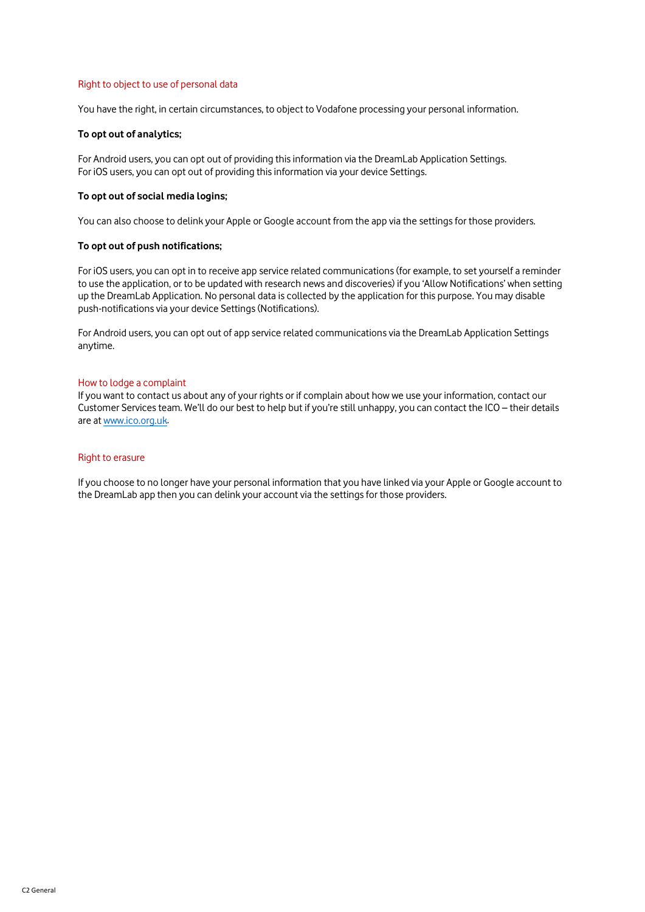## Right to object to use of personal data

You have the right, in certain circumstances, to object to Vodafone processing your personal information.

**To opt out of analytics;**

For Android users, you can opt out of providing this information via the DreamLab Application Settings.
For iOS users, you can opt out of providing this information via your device Settings.

**To opt out of social media logins;**

You can also choose to delink your Apple or Google account from the app via the settings for those providers.

**To opt out of push notifications;**

For iOS users, you can opt in to receive app service related communications (for example, to set yourself a reminder to use the application, or to be updated with research news and discoveries) if you 'Allow Notifications' when setting up the DreamLab Application. No personal data is collected by the application for this purpose. You may disable push-notifications via your device Settings (Notifications).

For Android users, you can opt out of app service related communications via the DreamLab Application Settings anytime.

## How to lodge a complaint

If you want to contact us about any of your rights or if complain about how we use your information, contact our Customer Services team. We'll do our best to help but if you're still unhappy, you can contact the ICO – their details are at [www.ico.org.uk](http://www.ico.org.uk).

## Right to erasure

If you choose to no longer have your personal information that you have linked via your Apple or Google account to the DreamLab app then you can delink your account via the settings for those providers.